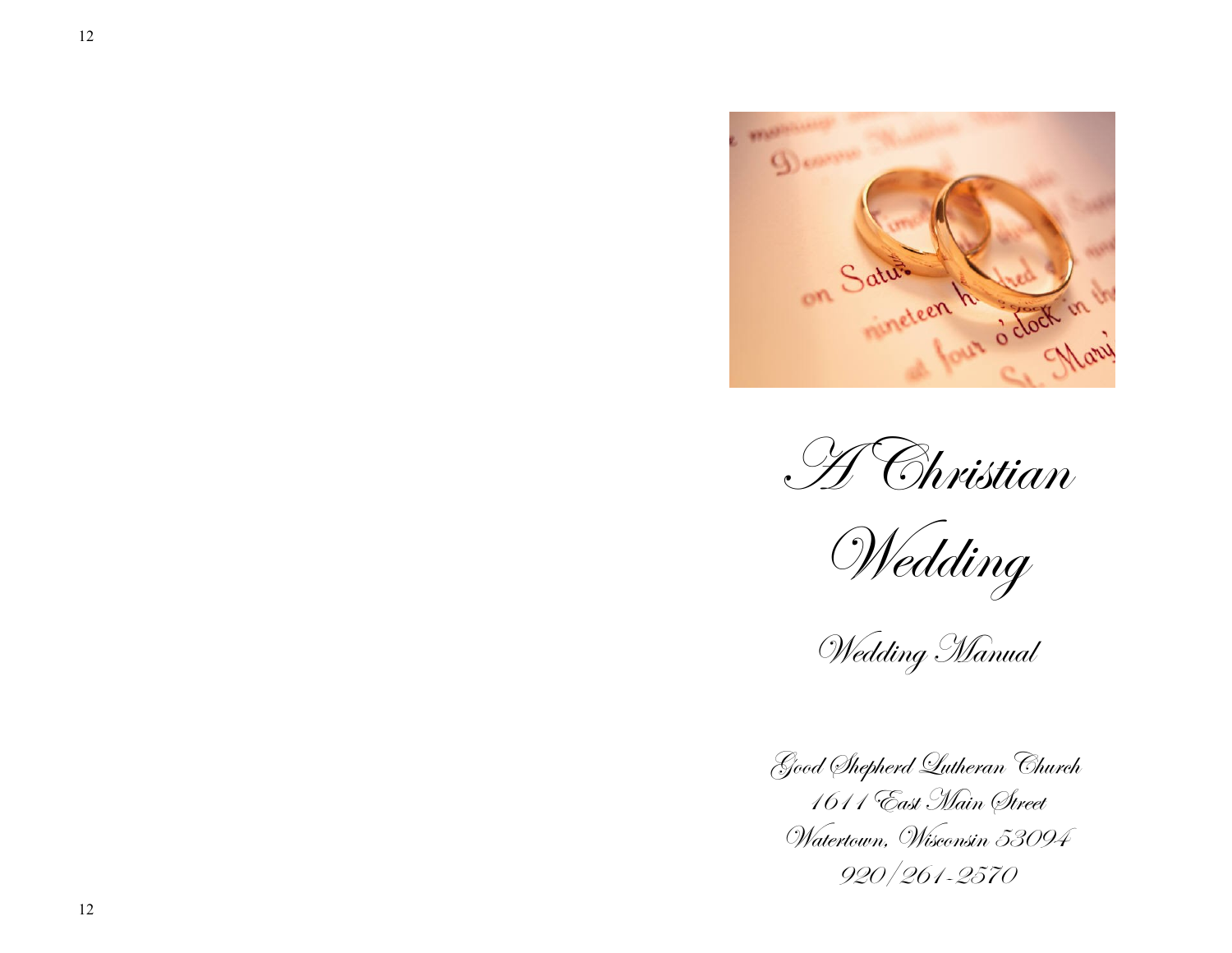# A Christian Wedding

## Wedding Manual

Good Shepherd Lutheran Church
1611 East Main Street
Watertown, Wisconsin 53094
920/261-2570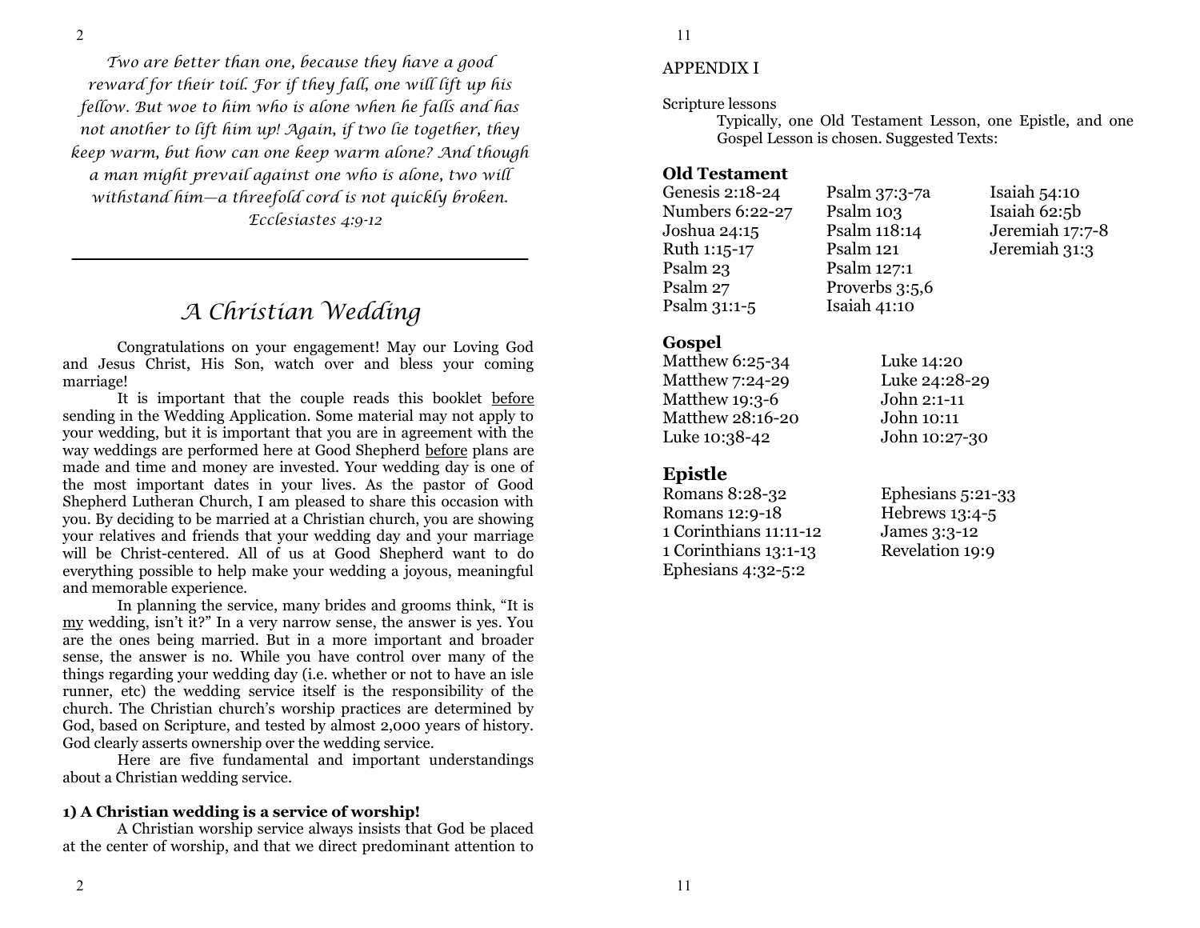*Two are better than one, because they have a good reward for their toil. For if they fall, one will lift up his fellow. But woe to him who is alone when he falls and has not another to lift him up! Again, if two lie together, they keep warm, but how can one keep warm alone? And though a man might prevail against one who is alone, two will withstand him—a threefold cord is not quickly broken.*
*Ecclesiastes 4:9-12*

---

# *A Christian Wedding*

Congratulations on your engagement! May our Loving God and Jesus Christ, His Son, watch over and bless your coming marriage!

It is important that the couple reads this booklet <u>before</u> sending in the Wedding Application. Some material may not apply to your wedding, but it is important that you are in agreement with the way weddings are performed here at Good Shepherd <u>before</u> plans are made and time and money are invested. Your wedding day is one of the most important dates in your lives. As the pastor of Good Shepherd Lutheran Church, I am pleased to share this occasion with you. By deciding to be married at a Christian church, you are showing your relatives and friends that your wedding day and your marriage will be Christ-centered. All of us at Good Shepherd want to do everything possible to help make your wedding a joyous, meaningful and memorable experience.

In planning the service, many brides and grooms think, "It is <u>my</u> wedding, isn't it?" In a very narrow sense, the answer is yes. You are the ones being married. But in a more important and broader sense, the answer is no. While you have control over many of the things regarding your wedding day (i.e. whether or not to have an isle runner, etc) the wedding service itself is the responsibility of the church. The Christian church's worship practices are determined by God, based on Scripture, and tested by almost 2,000 years of history. God clearly asserts ownership over the wedding service.

Here are five fundamental and important understandings about a Christian wedding service.

**1) A Christian wedding is a service of worship!**

A Christian worship service always insists that God be placed at the center of worship, and that we direct predominant attention to

## APPENDIX I

Scripture lessons

Typically, one Old Testament Lesson, one Epistle, and one Gospel Lesson is chosen. Suggested Texts:

**Old Testament**

Genesis 2:18-24
Numbers 6:22-27
Joshua 24:15
Ruth 1:15-17
Psalm 23
Psalm 27
Psalm 31:1-5
Psalm 37:3-7a
Psalm 103
Psalm 118:14
Psalm 121
Psalm 127:1
Proverbs 3:5,6
Isaiah 41:10
Isaiah 54:10
Isaiah 62:5b
Jeremiah 17:7-8
Jeremiah 31:3

**Gospel**

Matthew 6:25-34
Matthew 7:24-29
Matthew 19:3-6
Matthew 28:16-20
Luke 10:38-42
Luke 14:20
Luke 24:28-29
John 2:1-11
John 10:11
John 10:27-30

**Epistle**

Romans 8:28-32
Romans 12:9-18
1 Corinthians 11:11-12
1 Corinthians 13:1-13
Ephesians 4:32-5:2
Ephesians 5:21-33
Hebrews 13:4-5
James 3:3-12
Revelation 19:9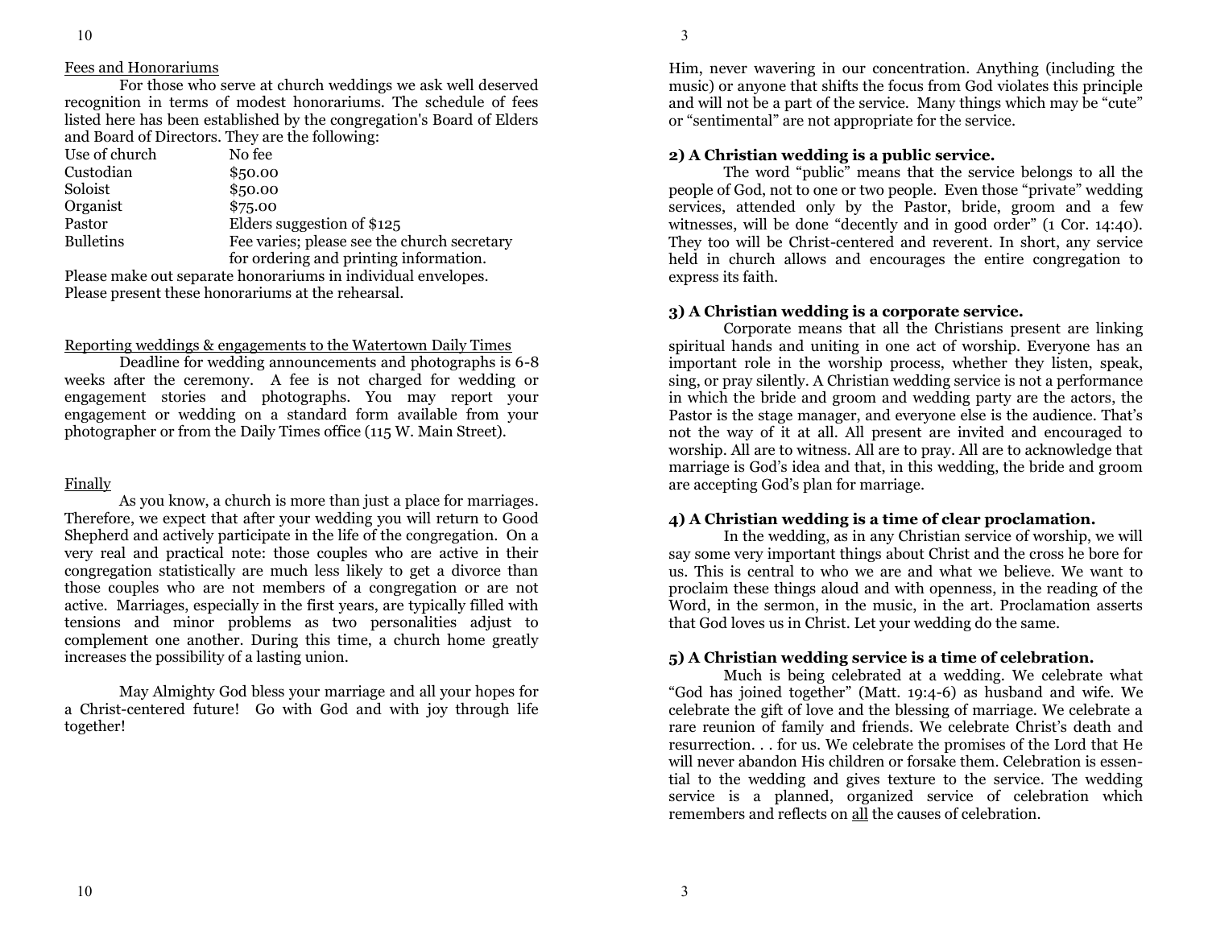Fees and Honorariums

For those who serve at church weddings we ask well deserved recognition in terms of modest honorariums. The schedule of fees listed here has been established by the congregation's Board of Elders and Board of Directors. They are the following:

| | |
|---|---|
| Use of church | No fee |
| Custodian | $50.00 |
| Soloist | $50.00 |
| Organist | $75.00 |
| Pastor | Elders suggestion of $125 |
| Bulletins | Fee varies; please see the church secretary for ordering and printing information. |

Please make out separate honorariums in individual envelopes.
Please present these honorariums at the rehearsal.

Reporting weddings & engagements to the Watertown Daily Times

Deadline for wedding announcements and photographs is 6-8 weeks after the ceremony. A fee is not charged for wedding or engagement stories and photographs. You may report your engagement or wedding on a standard form available from your photographer or from the Daily Times office (115 W. Main Street).

Finally

As you know, a church is more than just a place for marriages. Therefore, we expect that after your wedding you will return to Good Shepherd and actively participate in the life of the congregation. On a very real and practical note: those couples who are active in their congregation statistically are much less likely to get a divorce than those couples who are not members of a congregation or are not active. Marriages, especially in the first years, are typically filled with tensions and minor problems as two personalities adjust to complement one another. During this time, a church home greatly increases the possibility of a lasting union.

May Almighty God bless your marriage and all your hopes for a Christ-centered future! Go with God and with joy through life together!

Him, never wavering in our concentration. Anything (including the music) or anyone that shifts the focus from God violates this principle and will not be a part of the service. Many things which may be "cute" or "sentimental" are not appropriate for the service.

**2) A Christian wedding is a public service.**

The word "public" means that the service belongs to all the people of God, not to one or two people. Even those "private" wedding services, attended only by the Pastor, bride, groom and a few witnesses, will be done "decently and in good order" (1 Cor. 14:40). They too will be Christ-centered and reverent. In short, any service held in church allows and encourages the entire congregation to express its faith.

**3) A Christian wedding is a corporate service.**

Corporate means that all the Christians present are linking spiritual hands and uniting in one act of worship. Everyone has an important role in the worship process, whether they listen, speak, sing, or pray silently. A Christian wedding service is not a performance in which the bride and groom and wedding party are the actors, the Pastor is the stage manager, and everyone else is the audience. That's not the way of it at all. All present are invited and encouraged to worship. All are to witness. All are to pray. All are to acknowledge that marriage is God's idea and that, in this wedding, the bride and groom are accepting God's plan for marriage.

**4) A Christian wedding is a time of clear proclamation.**

In the wedding, as in any Christian service of worship, we will say some very important things about Christ and the cross he bore for us. This is central to who we are and what we believe. We want to proclaim these things aloud and with openness, in the reading of the Word, in the sermon, in the music, in the art. Proclamation asserts that God loves us in Christ. Let your wedding do the same.

**5) A Christian wedding service is a time of celebration.**

Much is being celebrated at a wedding. We celebrate what "God has joined together" (Matt. 19:4-6) as husband and wife. We celebrate the gift of love and the blessing of marriage. We celebrate a rare reunion of family and friends. We celebrate Christ's death and resurrection. . . for us. We celebrate the promises of the Lord that He will never abandon His children or forsake them. Celebration is essential to the wedding and gives texture to the service. The wedding service is a planned, organized service of celebration which remembers and reflects on <u>all</u> the causes of celebration.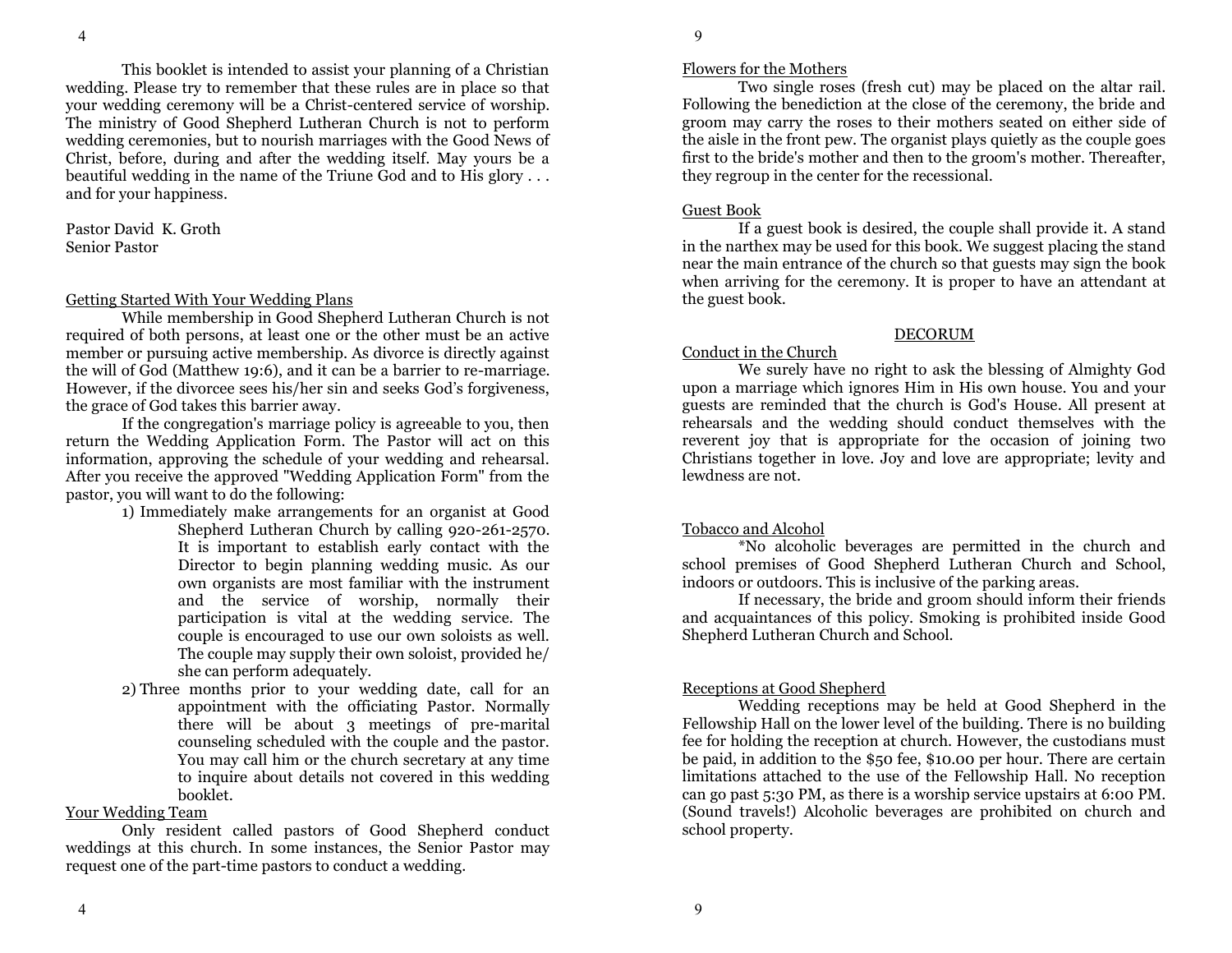This booklet is intended to assist your planning of a Christian wedding. Please try to remember that these rules are in place so that your wedding ceremony will be a Christ-centered service of worship. The ministry of Good Shepherd Lutheran Church is not to perform wedding ceremonies, but to nourish marriages with the Good News of Christ, before, during and after the wedding itself. May yours be a beautiful wedding in the name of the Triune God and to His glory . . . and for your happiness.

Pastor David K. Groth
Senior Pastor

## Getting Started With Your Wedding Plans

While membership in Good Shepherd Lutheran Church is not required of both persons, at least one or the other must be an active member or pursuing active membership. As divorce is directly against the will of God (Matthew 19:6), and it can be a barrier to re-marriage. However, if the divorcee sees his/her sin and seeks God's forgiveness, the grace of God takes this barrier away.

If the congregation's marriage policy is agreeable to you, then return the Wedding Application Form. The Pastor will act on this information, approving the schedule of your wedding and rehearsal. After you receive the approved "Wedding Application Form" from the pastor, you will want to do the following:

1) Immediately make arrangements for an organist at Good Shepherd Lutheran Church by calling 920-261-2570. It is important to establish early contact with the Director to begin planning wedding music. As our own organists are most familiar with the instrument and the service of worship, normally their participation is vital at the wedding service. The couple is encouraged to use our own soloists as well. The couple may supply their own soloist, provided he/she can perform adequately.
2) Three months prior to your wedding date, call for an appointment with the officiating Pastor. Normally there will be about 3 meetings of pre-marital counseling scheduled with the couple and the pastor. You may call him or the church secretary at any time to inquire about details not covered in this wedding booklet.

## Your Wedding Team

Only resident called pastors of Good Shepherd conduct weddings at this church. In some instances, the Senior Pastor may request one of the part-time pastors to conduct a wedding.

## Flowers for the Mothers

Two single roses (fresh cut) may be placed on the altar rail. Following the benediction at the close of the ceremony, the bride and groom may carry the roses to their mothers seated on either side of the aisle in the front pew. The organist plays quietly as the couple goes first to the bride's mother and then to the groom's mother. Thereafter, they regroup in the center for the recessional.

## Guest Book

If a guest book is desired, the couple shall provide it. A stand in the narthex may be used for this book. We suggest placing the stand near the main entrance of the church so that guests may sign the book when arriving for the ceremony. It is proper to have an attendant at the guest book.

# DECORUM

## Conduct in the Church

We surely have no right to ask the blessing of Almighty God upon a marriage which ignores Him in His own house. You and your guests are reminded that the church is God's House. All present at rehearsals and the wedding should conduct themselves with the reverent joy that is appropriate for the occasion of joining two Christians together in love. Joy and love are appropriate; levity and lewdness are not.

## Tobacco and Alcohol

*No alcoholic beverages are permitted in the church and school premises of Good Shepherd Lutheran Church and School, indoors or outdoors. This is inclusive of the parking areas.

If necessary, the bride and groom should inform their friends and acquaintances of this policy. Smoking is prohibited inside Good Shepherd Lutheran Church and School.

## Receptions at Good Shepherd

Wedding receptions may be held at Good Shepherd in the Fellowship Hall on the lower level of the building. There is no building fee for holding the reception at church. However, the custodians must be paid, in addition to the $50 fee, $10.00 per hour. There are certain limitations attached to the use of the Fellowship Hall. No reception can go past 5:30 PM, as there is a worship service upstairs at 6:00 PM. (Sound travels!) Alcoholic beverages are prohibited on church and school property.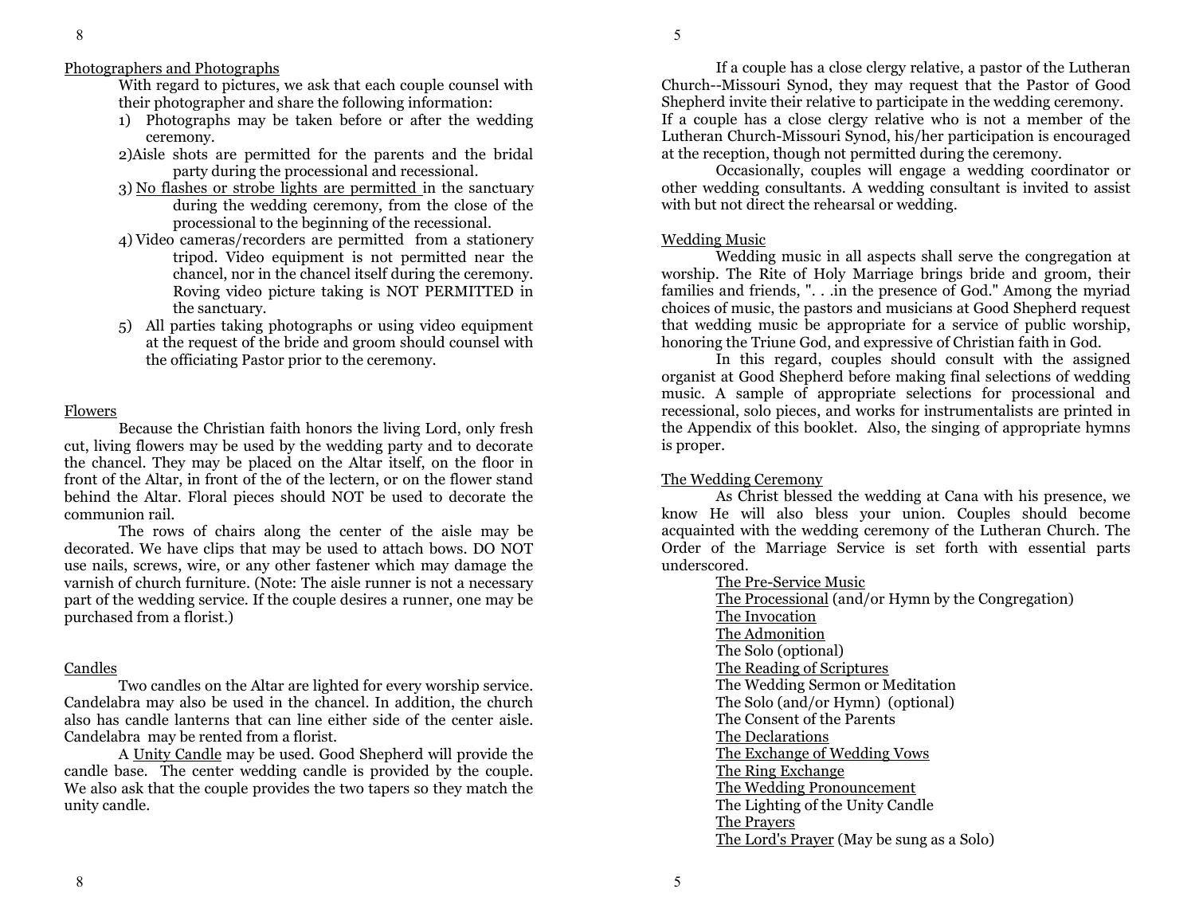Photographers and Photographs

With regard to pictures, we ask that each couple counsel with their photographer and share the following information:

1) Photographs may be taken before or after the wedding ceremony.
2) Aisle shots are permitted for the parents and the bridal party during the processional and recessional.
3) No flashes or strobe lights are permitted in the sanctuary during the wedding ceremony, from the close of the processional to the beginning of the recessional.
4) Video cameras/recorders are permitted from a stationery tripod. Video equipment is not permitted near the chancel, nor in the chancel itself during the ceremony. Roving video picture taking is NOT PERMITTED in the sanctuary.
5) All parties taking photographs or using video equipment at the request of the bride and groom should counsel with the officiating Pastor prior to the ceremony.

Flowers

Because the Christian faith honors the living Lord, only fresh cut, living flowers may be used by the wedding party and to decorate the chancel. They may be placed on the Altar itself, on the floor in front of the Altar, in front of the of the lectern, or on the flower stand behind the Altar. Floral pieces should NOT be used to decorate the communion rail.

The rows of chairs along the center of the aisle may be decorated. We have clips that may be used to attach bows. DO NOT use nails, screws, wire, or any other fastener which may damage the varnish of church furniture. (Note: The aisle runner is not a necessary part of the wedding service. If the couple desires a runner, one may be purchased from a florist.)

Candles

Two candles on the Altar are lighted for every worship service. Candelabra may also be used in the chancel. In addition, the church also has candle lanterns that can line either side of the center aisle. Candelabra may be rented from a florist.

A Unity Candle may be used. Good Shepherd will provide the candle base. The center wedding candle is provided by the couple. We also ask that the couple provides the two tapers so they match the unity candle.

If a couple has a close clergy relative, a pastor of the Lutheran Church--Missouri Synod, they may request that the Pastor of Good Shepherd invite their relative to participate in the wedding ceremony. If a couple has a close clergy relative who is not a member of the Lutheran Church-Missouri Synod, his/her participation is encouraged at the reception, though not permitted during the ceremony.

Occasionally, couples will engage a wedding coordinator or other wedding consultants. A wedding consultant is invited to assist with but not direct the rehearsal or wedding.

Wedding Music

Wedding music in all aspects shall serve the congregation at worship. The Rite of Holy Marriage brings bride and groom, their families and friends, ". . .in the presence of God." Among the myriad choices of music, the pastors and musicians at Good Shepherd request that wedding music be appropriate for a service of public worship, honoring the Triune God, and expressive of Christian faith in God.

In this regard, couples should consult with the assigned organist at Good Shepherd before making final selections of wedding music. A sample of appropriate selections for processional and recessional, solo pieces, and works for instrumentalists are printed in the Appendix of this booklet. Also, the singing of appropriate hymns is proper.

The Wedding Ceremony

As Christ blessed the wedding at Cana with his presence, we know He will also bless your union. Couples should become acquainted with the wedding ceremony of the Lutheran Church. The Order of the Marriage Service is set forth with essential parts underscored.

- The Pre-Service Music
- The Processional (and/or Hymn by the Congregation)
- The Invocation
- The Admonition
- The Solo (optional)
- The Reading of Scriptures
- The Wedding Sermon or Meditation
- The Solo (and/or Hymn) (optional)
- The Consent of the Parents
- The Declarations
- The Exchange of Wedding Vows
- The Ring Exchange
- The Wedding Pronouncement
- The Lighting of the Unity Candle
- The Prayers
- The Lord's Prayer (May be sung as a Solo)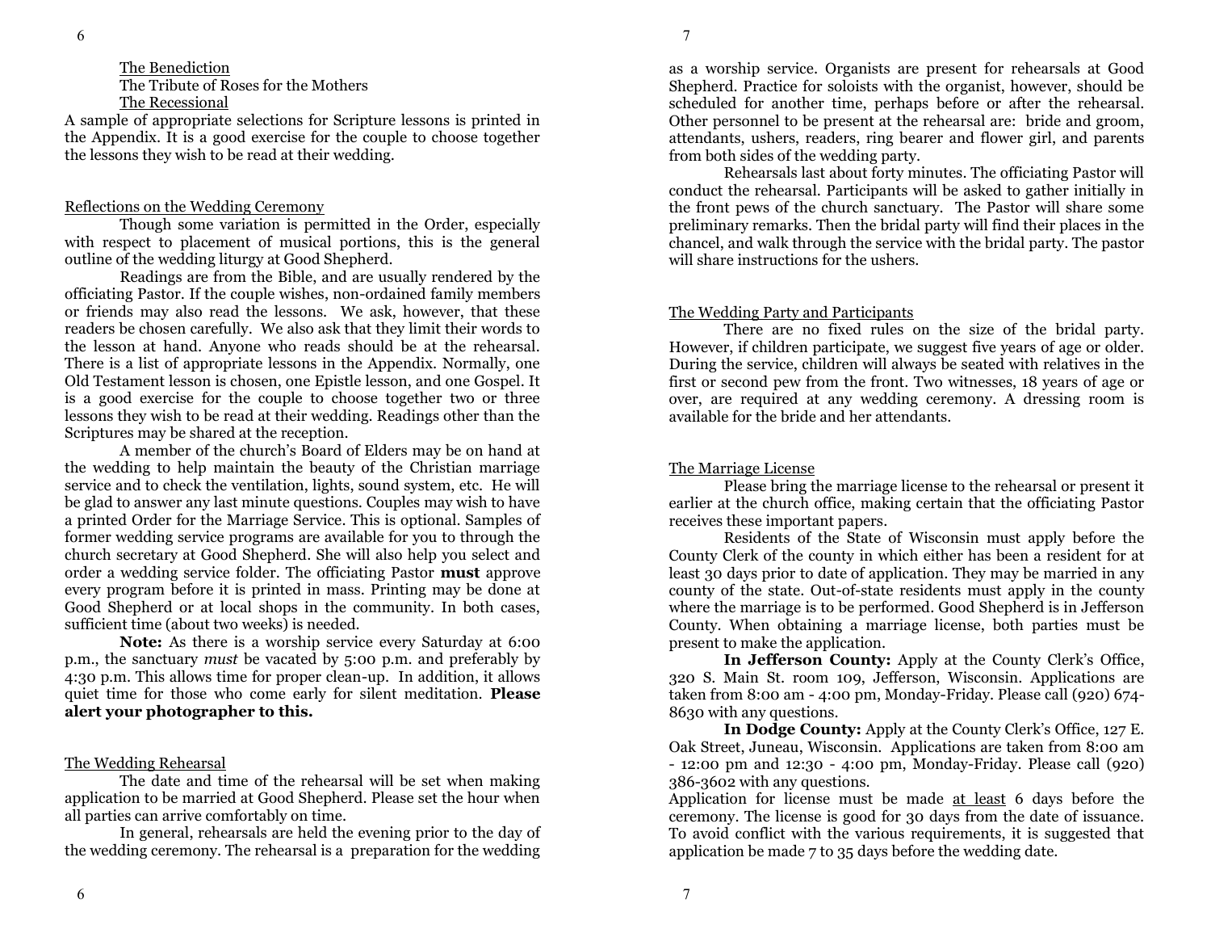The Benediction
The Tribute of Roses for the Mothers
The Recessional

A sample of appropriate selections for Scripture lessons is printed in the Appendix. It is a good exercise for the couple to choose together the lessons they wish to be read at their wedding.

## Reflections on the Wedding Ceremony

Though some variation is permitted in the Order, especially with respect to placement of musical portions, this is the general outline of the wedding liturgy at Good Shepherd.

Readings are from the Bible, and are usually rendered by the officiating Pastor. If the couple wishes, non-ordained family members or friends may also read the lessons. We ask, however, that these readers be chosen carefully. We also ask that they limit their words to the lesson at hand. Anyone who reads should be at the rehearsal. There is a list of appropriate lessons in the Appendix. Normally, one Old Testament lesson is chosen, one Epistle lesson, and one Gospel. It is a good exercise for the couple to choose together two or three lessons they wish to be read at their wedding. Readings other than the Scriptures may be shared at the reception.

A member of the church's Board of Elders may be on hand at the wedding to help maintain the beauty of the Christian marriage service and to check the ventilation, lights, sound system, etc. He will be glad to answer any last minute questions. Couples may wish to have a printed Order for the Marriage Service. This is optional. Samples of former wedding service programs are available for you to through the church secretary at Good Shepherd. She will also help you select and order a wedding service folder. The officiating Pastor **must** approve every program before it is printed in mass. Printing may be done at Good Shepherd or at local shops in the community. In both cases, sufficient time (about two weeks) is needed.

**Note:** As there is a worship service every Saturday at 6:00 p.m., the sanctuary *must* be vacated by 5:00 p.m. and preferably by 4:30 p.m. This allows time for proper clean-up. In addition, it allows quiet time for those who come early for silent meditation. **Please alert your photographer to this.**

## The Wedding Rehearsal

The date and time of the rehearsal will be set when making application to be married at Good Shepherd. Please set the hour when all parties can arrive comfortably on time.

In general, rehearsals are held the evening prior to the day of the wedding ceremony. The rehearsal is a preparation for the wedding as a worship service. Organists are present for rehearsals at Good Shepherd. Practice for soloists with the organist, however, should be scheduled for another time, perhaps before or after the rehearsal. Other personnel to be present at the rehearsal are: bride and groom, attendants, ushers, readers, ring bearer and flower girl, and parents from both sides of the wedding party.

Rehearsals last about forty minutes. The officiating Pastor will conduct the rehearsal. Participants will be asked to gather initially in the front pews of the church sanctuary. The Pastor will share some preliminary remarks. Then the bridal party will find their places in the chancel, and walk through the service with the bridal party. The pastor will share instructions for the ushers.

## The Wedding Party and Participants

There are no fixed rules on the size of the bridal party. However, if children participate, we suggest five years of age or older. During the service, children will always be seated with relatives in the first or second pew from the front. Two witnesses, 18 years of age or over, are required at any wedding ceremony. A dressing room is available for the bride and her attendants.

## The Marriage License

Please bring the marriage license to the rehearsal or present it earlier at the church office, making certain that the officiating Pastor receives these important papers.

Residents of the State of Wisconsin must apply before the County Clerk of the county in which either has been a resident for at least 30 days prior to date of application. They may be married in any county of the state. Out-of-state residents must apply in the county where the marriage is to be performed. Good Shepherd is in Jefferson County. When obtaining a marriage license, both parties must be present to make the application.

**In Jefferson County:** Apply at the County Clerk's Office, 320 S. Main St. room 109, Jefferson, Wisconsin. Applications are taken from 8:00 am - 4:00 pm, Monday-Friday. Please call (920) 674-8630 with any questions.

**In Dodge County:** Apply at the County Clerk's Office, 127 E. Oak Street, Juneau, Wisconsin. Applications are taken from 8:00 am - 12:00 pm and 12:30 - 4:00 pm, Monday-Friday. Please call (920) 386-3602 with any questions.

Application for license must be made at least 6 days before the ceremony. The license is good for 30 days from the date of issuance. To avoid conflict with the various requirements, it is suggested that application be made 7 to 35 days before the wedding date.